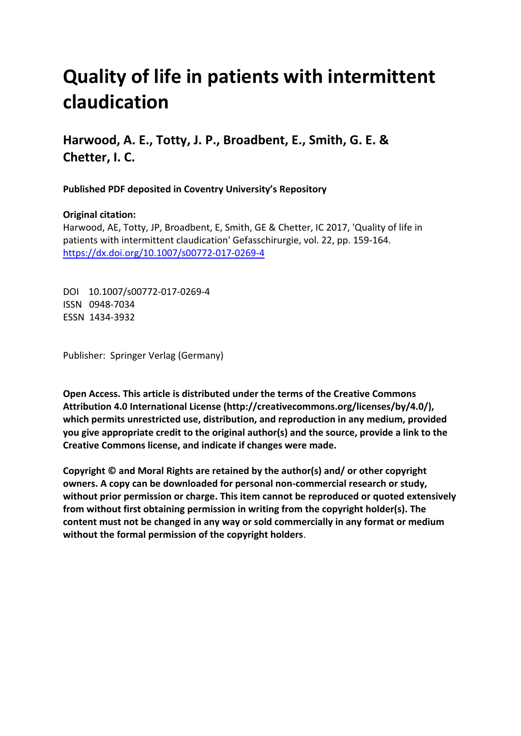# Quality of life in patients with intermittent claudication

## Harwood, A. E., Totty, J. P., Broadbent, E., Smith, G. E. & Chetter, I. C.

**Published PDF deposited in Coventry University's Repository**

**Original citation:**
Harwood, AE, Totty, JP, Broadbent, E, Smith, GE & Chetter, IC 2017, 'Quality of life in patients with intermittent claudication' Gefasschirurgie, vol. 22, pp. 159-164.
https://dx.doi.org/10.1007/s00772-017-0269-4

DOI 10.1007/s00772-017-0269-4
ISSN 0948-7034
ESSN 1434-3932

Publisher: Springer Verlag (Germany)

**Open Access. This article is distributed under the terms of the Creative Commons Attribution 4.0 International License (http://creativecommons.org/licenses/by/4.0/), which permits unrestricted use, distribution, and reproduction in any medium, provided you give appropriate credit to the original author(s) and the source, provide a link to the Creative Commons license, and indicate if changes were made.**

**Copyright © and Moral Rights are retained by the author(s) and/ or other copyright owners. A copy can be downloaded for personal non-commercial research or study, without prior permission or charge. This item cannot be reproduced or quoted extensively from without first obtaining permission in writing from the copyright holder(s). The content must not be changed in any way or sold commercially in any format or medium without the formal permission of the copyright holders**.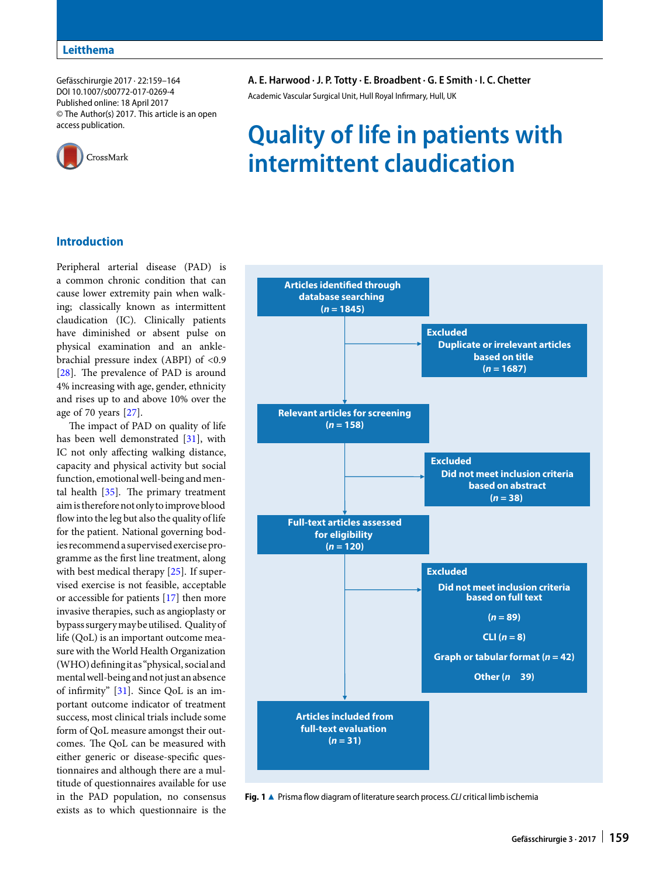Leitthema

Gefässchirurgie 2017 · 22:159–164
DOI 10.1007/s00772-017-0269-4
Published online: 18 April 2017
© The Author(s) 2017. This article is an open access publication.

A. E. Harwood · J. P. Totty · E. Broadbent · G. E Smith · I. C. Chetter

Academic Vascular Surgical Unit, Hull Royal Infirmary, Hull, UK

# Quality of life in patients with intermittent claudication

## Introduction

Peripheral arterial disease (PAD) is a common chronic condition that can cause lower extremity pain when walking; classically known as intermittent claudication (IC). Clinically patients have diminished or absent pulse on physical examination and an ankle-brachial pressure index (ABPI) of <0.9 [28]. The prevalence of PAD is around 4% increasing with age, gender, ethnicity and rises up to and above 10% over the age of 70 years [27].

The impact of PAD on quality of life has been well demonstrated [31], with IC not only affecting walking distance, capacity and physical activity but social function, emotional well-being and mental health [35]. The primary treatment aim is therefore not only to improve blood flow into the leg but also the quality of life for the patient. National governing bodies recommend a supervised exercise programme as the first line treatment, along with best medical therapy [25]. If supervised exercise is not feasible, acceptable or accessible for patients [17] then more invasive therapies, such as angioplasty or bypass surgery may be utilised. Quality of life (QoL) is an important outcome measure with the World Health Organization (WHO) defining it as "physical, social and mental well-being and not just an absence of infirmity" [31]. Since QoL is an important indicator of treatment success, most clinical trials include some form of QoL measure amongst their outcomes. The QoL can be measured with either generic or disease-specific questionnaires and although there are a multitude of questionnaires available for use in the PAD population, no consensus exists as to which questionnaire is the

Articles identified through database searching (*n* = 1845)
→ Excluded: Duplicate or irrelevant articles based on title (*n* = 1687)

Relevant articles for screening (*n* = 158)
→ Excluded: Did not meet inclusion criteria based on abstract (*n* = 38)

Full-text articles assessed for eligibility (*n* = 120)
→ Excluded: Did not meet inclusion criteria based on full text (*n* = 89); CLI (*n* = 8); Graph or tabular format (*n* = 42); Other (*n* 39)

Articles included from full-text evaluation (*n* = 31)

**Fig. 1** ▲ Prisma flow diagram of literature search process. *CLI* critical limb ischemia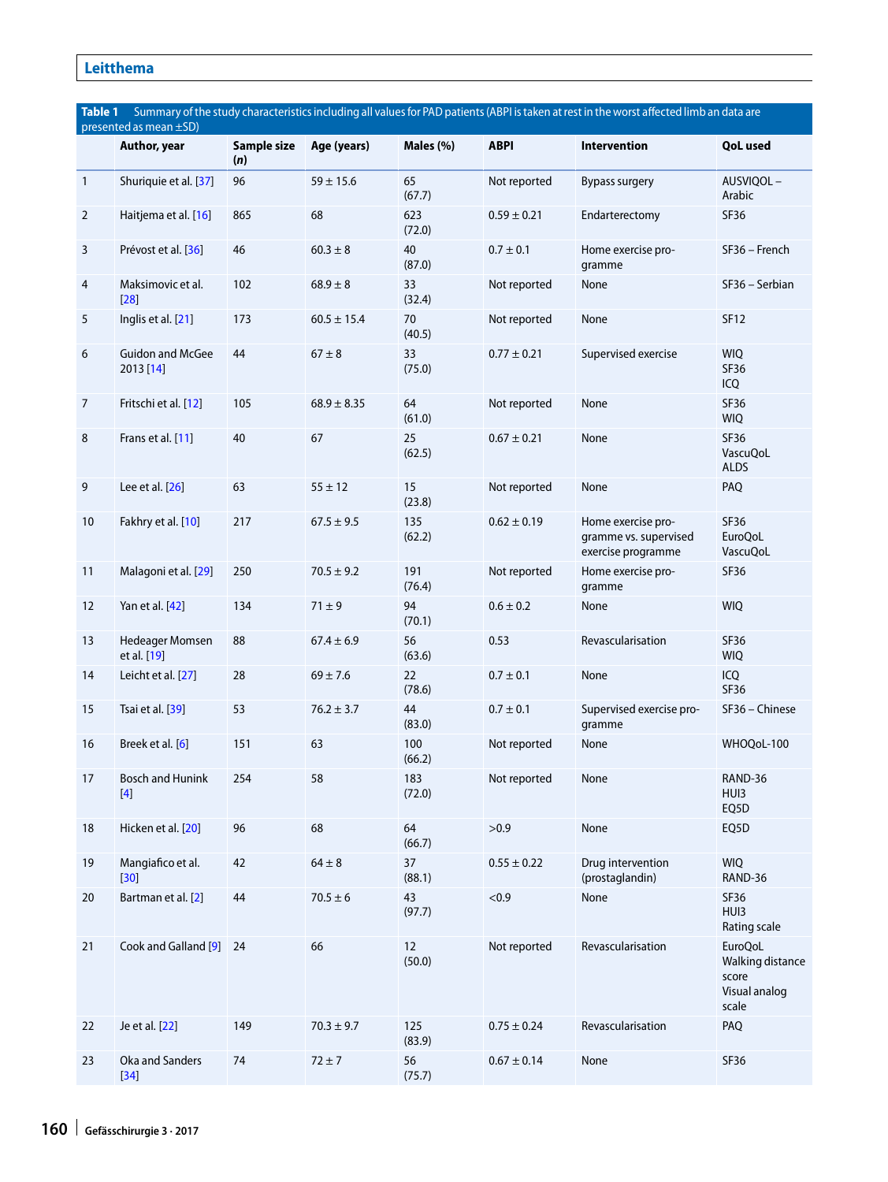**Table 1** Summary of the study characteristics including all values for PAD patients (ABPI is taken at rest in the worst affected limb an data are presented as mean ±SD)

| | Author, year | Sample size (*n*) | Age (years) | Males (%) | ABPI | Intervention | QoL used |
|---|---|---|---|---|---|---|---|
| 1 | Shuriquie et al. [37] | 96 | 59 ± 15.6 | 65 (67.7) | Not reported | Bypass surgery | AUSVIQOL – Arabic |
| 2 | Haitjema et al. [16] | 865 | 68 | 623 (72.0) | 0.59 ± 0.21 | Endarterectomy | SF36 |
| 3 | Prévost et al. [36] | 46 | 60.3 ± 8 | 40 (87.0) | 0.7 ± 0.1 | Home exercise programme | SF36 – French |
| 4 | Maksimovic et al. [28] | 102 | 68.9 ± 8 | 33 (32.4) | Not reported | None | SF36 – Serbian |
| 5 | Inglis et al. [21] | 173 | 60.5 ± 15.4 | 70 (40.5) | Not reported | None | SF12 |
| 6 | Guidon and McGee 2013 [14] | 44 | 67 ± 8 | 33 (75.0) | 0.77 ± 0.21 | Supervised exercise | WIQ<br>SF36<br>ICQ |
| 7 | Fritschi et al. [12] | 105 | 68.9 ± 8.35 | 64 (61.0) | Not reported | None | SF36<br>WIQ |
| 8 | Frans et al. [11] | 40 | 67 | 25 (62.5) | 0.67 ± 0.21 | None | SF36<br>VascuQoL<br>ALDS |
| 9 | Lee et al. [26] | 63 | 55 ± 12 | 15 (23.8) | Not reported | None | PAQ |
| 10 | Fakhry et al. [10] | 217 | 67.5 ± 9.5 | 135 (62.2) | 0.62 ± 0.19 | Home exercise programme vs. supervised exercise programme | SF36<br>EuroQoL<br>VascuQoL |
| 11 | Malagoni et al. [29] | 250 | 70.5 ± 9.2 | 191 (76.4) | Not reported | Home exercise programme | SF36 |
| 12 | Yan et al. [42] | 134 | 71 ± 9 | 94 (70.1) | 0.6 ± 0.2 | None | WIQ |
| 13 | Hedeager Momsen et al. [19] | 88 | 67.4 ± 6.9 | 56 (63.6) | 0.53 | Revascularisation | SF36<br>WIQ |
| 14 | Leicht et al. [27] | 28 | 69 ± 7.6 | 22 (78.6) | 0.7 ± 0.1 | None | ICQ<br>SF36 |
| 15 | Tsai et al. [39] | 53 | 76.2 ± 3.7 | 44 (83.0) | 0.7 ± 0.1 | Supervised exercise programme | SF36 – Chinese |
| 16 | Breek et al. [6] | 151 | 63 | 100 (66.2) | Not reported | None | WHOQoL-100 |
| 17 | Bosch and Hunink [4] | 254 | 58 | 183 (72.0) | Not reported | None | RAND-36<br>HUI3<br>EQ5D |
| 18 | Hicken et al. [20] | 96 | 68 | 64 (66.7) | >0.9 | None | EQ5D |
| 19 | Mangiafico et al. [30] | 42 | 64 ± 8 | 37 (88.1) | 0.55 ± 0.22 | Drug intervention (prostaglandin) | WIQ<br>RAND-36 |
| 20 | Bartman et al. [2] | 44 | 70.5 ± 6 | 43 (97.7) | <0.9 | None | SF36<br>HUI3<br>Rating scale |
| 21 | Cook and Galland [9] | 24 | 66 | 12 (50.0) | Not reported | Revascularisation | EuroQoL<br>Walking distance score<br>Visual analog scale |
| 22 | Je et al. [22] | 149 | 70.3 ± 9.7 | 125 (83.9) | 0.75 ± 0.24 | Revascularisation | PAQ |
| 23 | Oka and Sanders [34] | 74 | 72 ± 7 | 56 (75.7) | 0.67 ± 0.14 | None | SF36 |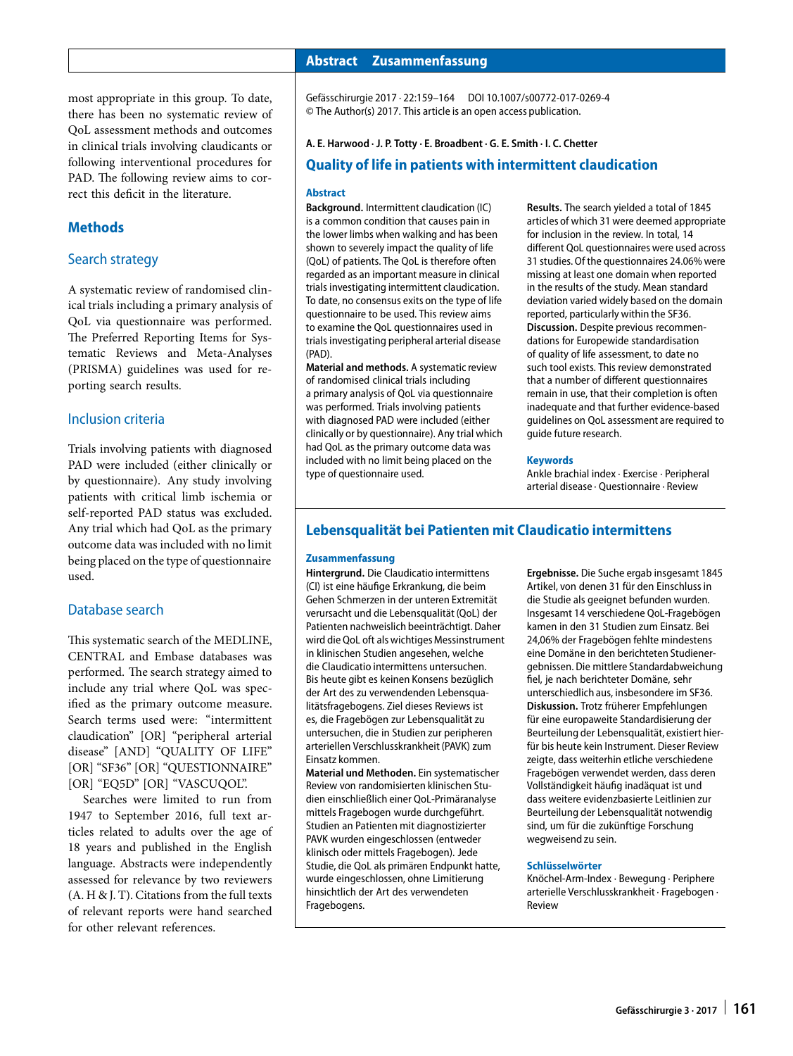most appropriate in this group. To date, there has been no systematic review of QoL assessment methods and outcomes in clinical trials involving claudicants or following interventional procedures for PAD. The following review aims to correct this deficit in the literature.

## Methods

### Search strategy

A systematic review of randomised clinical trials including a primary analysis of QoL via questionnaire was performed. The Preferred Reporting Items for Systematic Reviews and Meta-Analyses (PRISMA) guidelines was used for reporting search results.

### Inclusion criteria

Trials involving patients with diagnosed PAD were included (either clinically or by questionnaire). Any study involving patients with critical limb ischemia or self-reported PAD status was excluded. Any trial which had QoL as the primary outcome data was included with no limit being placed on the type of questionnaire used.

### Database search

This systematic search of the MEDLINE, CENTRAL and Embase databases was performed. The search strategy aimed to include any trial where QoL was specified as the primary outcome measure. Search terms used were: "intermittent claudication" [OR] "peripheral arterial disease" [AND] "QUALITY OF LIFE" [OR] "SF36" [OR] "QUESTIONNAIRE" [OR] "EQ5D" [OR] "VASCUQOL".

Searches were limited to run from 1947 to September 2016, full text articles related to adults over the age of 18 years and published in the English language. Abstracts were independently assessed for relevance by two reviewers (A. H & J. T). Citations from the full texts of relevant reports were hand searched for other relevant references.

## Abstract · Zusammenfassung

Gefässchirurgie 2017 · 22:159–164 DOI 10.1007/s00772-017-0269-4
© The Author(s) 2017. This article is an open access publication.

**A. E. Harwood · J. P. Totty · E. Broadbent · G. E. Smith · I. C. Chetter**

### Quality of life in patients with intermittent claudication

#### Abstract

**Background.** Intermittent claudication (IC) is a common condition that causes pain in the lower limbs when walking and has been shown to severely impact the quality of life (QoL) of patients. The QoL is therefore often regarded as an important measure in clinical trials investigating intermittent claudication. To date, no consensus exits on the type of life questionnaire to be used. This review aims to examine the QoL questionnaires used in trials investigating peripheral arterial disease (PAD).

**Material and methods.** A systematic review of randomised clinical trials including a primary analysis of QoL via questionnaire was performed. Trials involving patients with diagnosed PAD were included (either clinically or by questionnaire). Any trial which had QoL as the primary outcome data was included with no limit being placed on the type of questionnaire used.

**Results.** The search yielded a total of 1845 articles of which 31 were deemed appropriate for inclusion in the review. In total, 14 different QoL questionnaires were used across 31 studies. Of the questionnaires 24.06% were missing at least one domain when reported in the results of the study. Mean standard deviation varied widely based on the domain reported, particularly within the SF36.

**Discussion.** Despite previous recommendations for Europewide standardisation of quality of life assessment, to date no such tool exists. This review demonstrated that a number of different questionnaires remain in use, that their completion is often inadequate and that further evidence-based guidelines on QoL assessment are required to guide future research.

#### Keywords

Ankle brachial index · Exercise · Peripheral arterial disease · Questionnaire · Review

### Lebensqualität bei Patienten mit Claudicatio intermittens

#### Zusammenfassung

**Hintergrund.** Die Claudicatio intermittens (CI) ist eine häufige Erkrankung, die beim Gehen Schmerzen in der unteren Extremität verursacht und die Lebensqualität (QoL) der Patienten nachweislich beeinträchtigt. Daher wird die QoL oft als wichtiges Messinstrument in klinischen Studien angesehen, welche die Claudicatio intermittens untersuchen. Bis heute gibt es keinen Konsens bezüglich der Art des zu verwendenden Lebensqualitätsfragebogens. Ziel dieses Reviews ist es, die Fragebögen zur Lebensqualität zu untersuchen, die in Studien zur peripheren arteriellen Verschlusskrankheit (PAVK) zum Einsatz kommen.

**Material und Methoden.** Ein systematischer Review von randomisierten klinischen Studien einschließlich einer QoL-Primäranalyse mittels Fragebogen wurde durchgeführt. Studien an Patienten mit diagnostizierter PAVK wurden eingeschlossen (entweder klinisch oder mittels Fragebogen). Jede Studie, die QoL als primären Endpunkt hatte, wurde eingeschlossen, ohne Limitierung hinsichtlich der Art des verwendeten Fragebogens.

**Ergebnisse.** Die Suche ergab insgesamt 1845 Artikel, von denen 31 für den Einschluss in die Studie als geeignet befunden wurden. Insgesamt 14 verschiedene QoL-Fragebögen kamen in den 31 Studien zum Einsatz. Bei 24,06% der Fragebögen fehlte mindestens eine Domäne in den berichteten Studienergebnissen. Die mittlere Standardabweichung fiel, je nach berichteter Domäne, sehr unterschiedlich aus, insbesondere im SF36.

**Diskussion.** Trotz früherer Empfehlungen für eine europaweite Standardisierung der Beurteilung der Lebensqualität, existiert hierfür bis heute kein Instrument. Dieser Review zeigte, dass weiterhin etliche verschiedene Fragebögen verwendet werden, dass deren Vollständigkeit häufig inadäquat ist und dass weitere evidenzbasierte Leitlinien zur Beurteilung der Lebensqualität notwendig sind, um für die zukünftige Forschung wegweisend zu sein.

#### Schlüsselwörter

Knöchel-Arm-Index · Bewegung · Periphere arterielle Verschlusskrankheit · Fragebogen · Review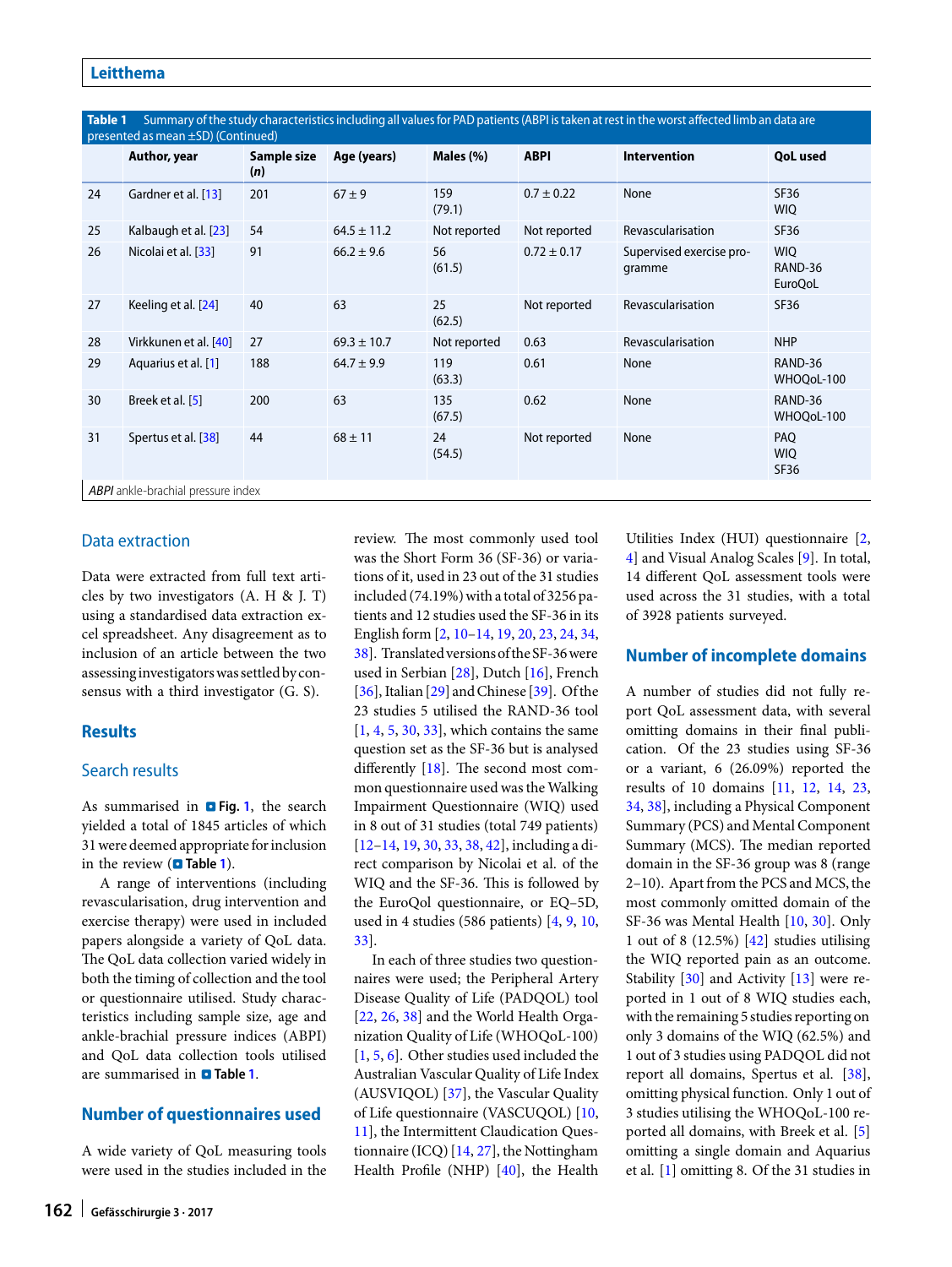**Table 1** Summary of the study characteristics including all values for PAD patients (ABPI is taken at rest in the worst affected limb an data are presented as mean ±SD) (Continued)

| | Author, year | Sample size (*n*) | Age (years) | Males (%) | ABPI | Intervention | QoL used |
|---|---|---|---|---|---|---|---|
| 24 | Gardner et al. [13] | 201 | 67 ± 9 | 159 (79.1) | 0.7 ± 0.22 | None | SF36 WIQ |
| 25 | Kalbaugh et al. [23] | 54 | 64.5 ± 11.2 | Not reported | Not reported | Revascularisation | SF36 |
| 26 | Nicolai et al. [33] | 91 | 66.2 ± 9.6 | 56 (61.5) | 0.72 ± 0.17 | Supervised exercise programme | WIQ RAND-36 EuroQoL |
| 27 | Keeling et al. [24] | 40 | 63 | 25 (62.5) | Not reported | Revascularisation | SF36 |
| 28 | Virkkunen et al. [40] | 27 | 69.3 ± 10.7 | Not reported | 0.63 | Revascularisation | NHP |
| 29 | Aquarius et al. [1] | 188 | 64.7 ± 9.9 | 119 (63.3) | 0.61 | None | RAND-36 WHOQoL-100 |
| 30 | Breek et al. [5] | 200 | 63 | 135 (67.5) | 0.62 | None | RAND-36 WHOQoL-100 |
| 31 | Spertus et al. [38] | 44 | 68 ± 11 | 24 (54.5) | Not reported | None | PAQ WIQ SF36 |

*ABPI* ankle-brachial pressure index

### Data extraction

Data were extracted from full text articles by two investigators (A. H & J. T) using a standardised data extraction excel spreadsheet. Any disagreement as to inclusion of an article between the two assessing investigators was settled by consensus with a third investigator (G. S).

## Results

### Search results

As summarised in **Fig. 1**, the search yielded a total of 1845 articles of which 31 were deemed appropriate for inclusion in the review (**Table 1**).

A range of interventions (including revascularisation, drug intervention and exercise therapy) were used in included papers alongside a variety of QoL data. The QoL data collection varied widely in both the timing of collection and the tool or questionnaire utilised. Study characteristics including sample size, age and ankle-brachial pressure indices (ABPI) and QoL data collection tools utilised are summarised in **Table 1**.

## Number of questionnaires used

A wide variety of QoL measuring tools were used in the studies included in the review. The most commonly used tool was the Short Form 36 (SF-36) or variations of it, used in 23 out of the 31 studies included (74.19%) with a total of 3256 patients and 12 studies used the SF-36 in its English form [2, 10–14, 19, 20, 23, 24, 34, 38]. Translated versions of the SF-36 were used in Serbian [28], Dutch [16], French [36], Italian [29] and Chinese [39]. Of the 23 studies 5 utilised the RAND-36 tool [1, 4, 5, 30, 33], which contains the same question set as the SF-36 but is analysed differently [18]. The second most common questionnaire used was the Walking Impairment Questionnaire (WIQ) used in 8 out of 31 studies (total 749 patients) [12–14, 19, 30, 33, 38, 42], including a direct comparison by Nicolai et al. of the WIQ and the SF-36. This is followed by the EuroQol questionnaire, or EQ–5D, used in 4 studies (586 patients) [4, 9, 10, 33].

In each of three studies two questionnaires were used; the Peripheral Artery Disease Quality of Life (PADQOL) tool [22, 26, 38] and the World Health Organization Quality of Life (WHOQoL-100) [1, 5, 6]. Other studies used included the Australian Vascular Quality of Life Index (AUSVIQOL) [37], the Vascular Quality of Life questionnaire (VASCUQOL) [10, 11], the Intermittent Claudication Questionnaire (ICQ) [14, 27], the Nottingham Health Profile (NHP) [40], the Health Utilities Index (HUI) questionnaire [2, 4] and Visual Analog Scales [9]. In total, 14 different QoL assessment tools were used across the 31 studies, with a total of 3928 patients surveyed.

## Number of incomplete domains

A number of studies did not fully report QoL assessment data, with several omitting domains in their final publication. Of the 23 studies using SF-36 or a variant, 6 (26.09%) reported the results of 10 domains [11, 12, 14, 23, 34, 38], including a Physical Component Summary (PCS) and Mental Component Summary (MCS). The median reported domain in the SF-36 group was 8 (range 2–10). Apart from the PCS and MCS, the most commonly omitted domain of the SF-36 was Mental Health [10, 30]. Only 1 out of 8 (12.5%) [42] studies utilising the WIQ reported pain as an outcome. Stability [30] and Activity [13] were reported in 1 out of 8 WIQ studies each, with the remaining 5 studies reporting on only 3 domains of the WIQ (62.5%) and 1 out of 3 studies using PADQOL did not report all domains, Spertus et al. [38], omitting physical function. Only 1 out of 3 studies utilising the WHOQoL-100 reported all domains, with Breek et al. [5] omitting a single domain and Aquarius et al. [1] omitting 8. Of the 31 studies in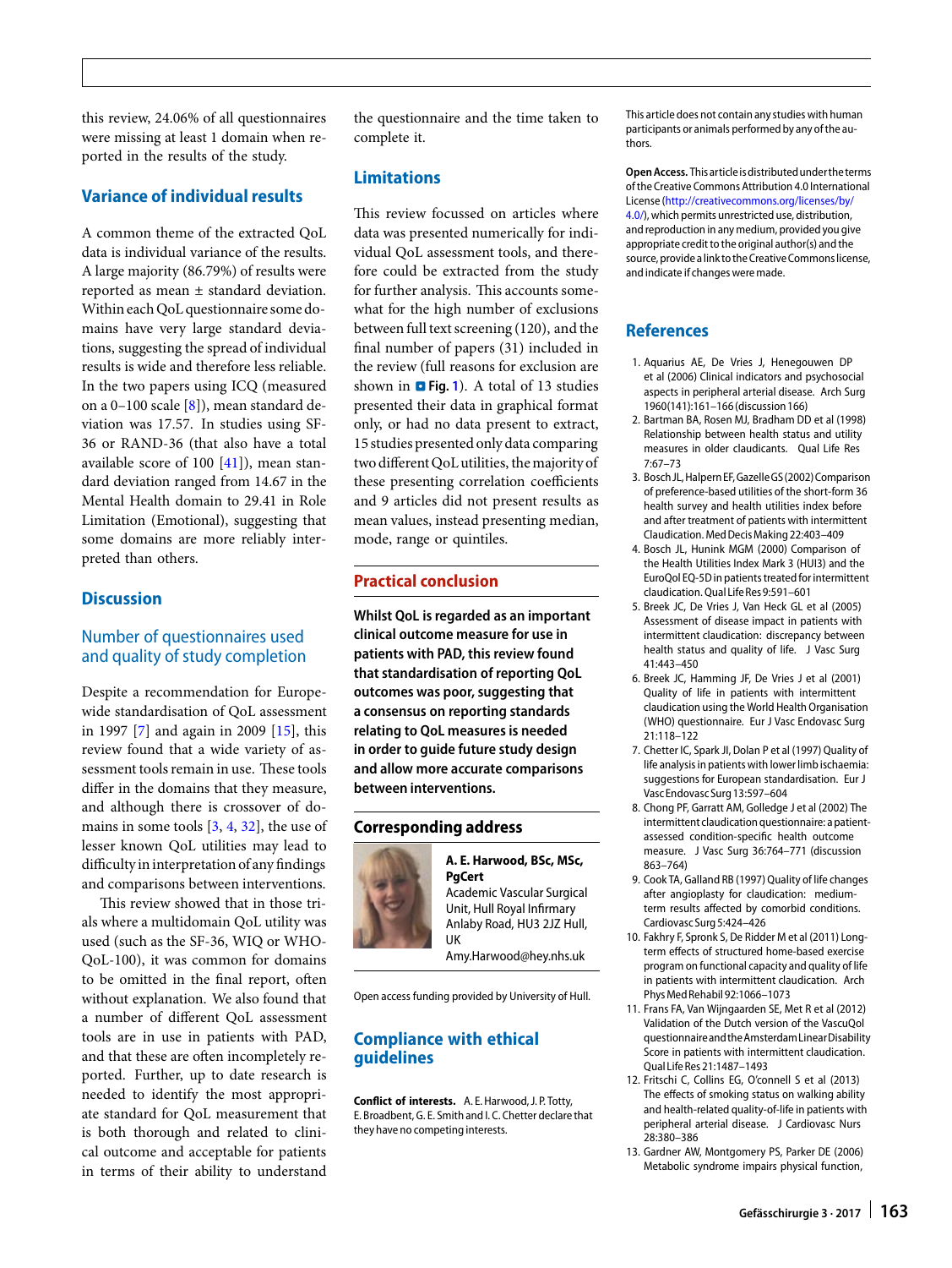this review, 24.06% of all questionnaires were missing at least 1 domain when reported in the results of the study.

## Variance of individual results

A common theme of the extracted QoL data is individual variance of the results. A large majority (86.79%) of results were reported as mean ± standard deviation. Within each QoL questionnaire some domains have very large standard deviations, suggesting the spread of individual results is wide and therefore less reliable. In the two papers using ICQ (measured on a 0–100 scale [8]), mean standard deviation was 17.57. In studies using SF-36 or RAND-36 (that also have a total available score of 100 [41]), mean standard deviation ranged from 14.67 in the Mental Health domain to 29.41 in Role Limitation (Emotional), suggesting that some domains are more reliably interpreted than others.

## Discussion

### Number of questionnaires used and quality of study completion

Despite a recommendation for Europe-wide standardisation of QoL assessment in 1997 [7] and again in 2009 [15], this review found that a wide variety of assessment tools remain in use. These tools differ in the domains that they measure, and although there is crossover of domains in some tools [3, 4, 32], the use of lesser known QoL utilities may lead to difficulty in interpretation of any findings and comparisons between interventions.

This review showed that in those trials where a multidomain QoL utility was used (such as the SF-36, WIQ or WHO-QoL-100), it was common for domains to be omitted in the final report, often without explanation. We also found that a number of different QoL assessment tools are in use in patients with PAD, and that these are often incompletely reported. Further, up to date research is needed to identify the most appropriate standard for QoL measurement that is both thorough and related to clinical outcome and acceptable for patients in terms of their ability to understand the questionnaire and the time taken to complete it.

## Limitations

This review focussed on articles where data was presented numerically for individual QoL assessment tools, and therefore could be extracted from the study for further analysis. This accounts somewhat for the high number of exclusions between full text screening (120), and the final number of papers (31) included in the review (full reasons for exclusion are shown in Fig. 1). A total of 13 studies presented their data in graphical format only, or had no data present to extract, 15 studies presented only data comparing two different QoL utilities, the majority of these presenting correlation coefficients and 9 articles did not present results as mean values, instead presenting median, mode, range or quintiles.

## Practical conclusion

**Whilst QoL is regarded as an important clinical outcome measure for use in patients with PAD, this review found that standardisation of reporting QoL outcomes was poor, suggesting that a consensus on reporting standards relating to QoL measures is needed in order to guide future study design and allow more accurate comparisons between interventions.**

## Corresponding address

**A. E. Harwood, BSc, MSc, PgCert**
Academic Vascular Surgical Unit, Hull Royal Infirmary
Anlaby Road, HU3 2JZ Hull, UK
Amy.Harwood@hey.nhs.uk

Open access funding provided by University of Hull.

## Compliance with ethical guidelines

**Conflict of interests.** A. E. Harwood, J. P. Totty, E. Broadbent, G. E. Smith and I. C. Chetter declare that they have no competing interests.

This article does not contain any studies with human participants or animals performed by any of the authors.

**Open Access.** This article is distributed under the terms of the Creative Commons Attribution 4.0 International License (http://creativecommons.org/licenses/by/4.0/), which permits unrestricted use, distribution, and reproduction in any medium, provided you give appropriate credit to the original author(s) and the source, provide a link to the Creative Commons license, and indicate if changes were made.

## References

1. Aquarius AE, De Vries J, Henegouwen DP et al (2006) Clinical indicators and psychosocial aspects in peripheral arterial disease. Arch Surg 1960(141):161–166 (discussion 166)
2. Bartman BA, Rosen MJ, Bradham DD et al (1998) Relationship between health status and utility measures in older claudicants. Qual Life Res 7:67–73
3. Bosch JL, Halpern EF, Gazelle GS (2002) Comparison of preference-based utilities of the short-form 36 health survey and health utilities index before and after treatment of patients with intermittent Claudication. Med Decis Making 22:403–409
4. Bosch JL, Hunink MGM (2000) Comparison of the Health Utilities Index Mark 3 (HUI3) and the EuroQol EQ-5D in patients treated for intermittent claudication. Qual Life Res 9:591–601
5. Breek JC, De Vries J, Van Heck GL et al (2005) Assessment of disease impact in patients with intermittent claudication: discrepancy between health status and quality of life. J Vasc Surg 41:443–450
6. Breek JC, Hamming JF, De Vries J et al (2001) Quality of life in patients with intermittent claudication using the World Health Organisation (WHO) questionnaire. Eur J Vasc Endovasc Surg 21:118–122
7. Chetter IC, Spark JI, Dolan P et al (1997) Quality of life analysis in patients with lower limb ischaemia: suggestions for European standardisation. Eur J Vasc Endovasc Surg 13:597–604
8. Chong PF, Garratt AM, Golledge J et al (2002) The intermittent claudication questionnaire: a patient-assessed condition-specific health outcome measure. J Vasc Surg 36:764–771 (discussion 863–764)
9. Cook TA, Galland RB (1997) Quality of life changes after angioplasty for claudication: medium-term results affected by comorbid conditions. Cardiovasc Surg 5:424–426
10. Fakhry F, Spronk S, De Ridder M et al (2011) Long-term effects of structured home-based exercise program on functional capacity and quality of life in patients with intermittent claudication. Arch Phys Med Rehabil 92:1066–1073
11. Frans FA, Van Wijngaarden SE, Met R et al (2012) Validation of the Dutch version of the VascuQol questionnaire and the Amsterdam Linear Disability Score in patients with intermittent claudication. Qual Life Res 21:1487–1493
12. Fritschi C, Collins EG, O'connell S et al (2013) The effects of smoking status on walking ability and health-related quality-of-life in patients with peripheral arterial disease. J Cardiovasc Nurs 28:380–386
13. Gardner AW, Montgomery PS, Parker DE (2006) Metabolic syndrome impairs physical function,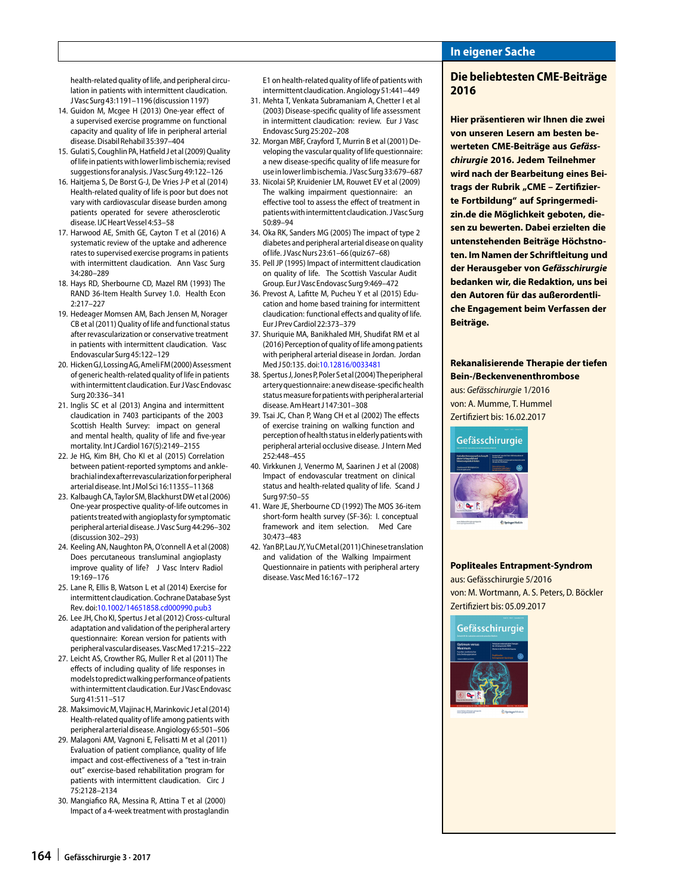health-related quality of life, and peripheral circulation in patients with intermittent claudication. J Vasc Surg 43:1191–1196 (discussion 1197)

14. Guidon M, Mcgee H (2013) One-year effect of a supervised exercise programme on functional capacity and quality of life in peripheral arterial disease. Disabil Rehabil 35:397–404
15. Gulati S, Coughlin PA, Hatfield J et al (2009) Quality of life in patients with lower limb ischemia; revised suggestions for analysis. J Vasc Surg 49:122–126
16. Haitjema S, De Borst G-J, De Vries J-P et al (2014) Health-related quality of life is poor but does not vary with cardiovascular disease burden among patients operated for severe atherosclerotic disease. IJC Heart Vessel 4:53–58
17. Harwood AE, Smith GE, Cayton T et al (2016) A systematic review of the uptake and adherence rates to supervised exercise programs in patients with intermittent claudication. Ann Vasc Surg 34:280–289
18. Hays RD, Sherbourne CD, Mazel RM (1993) The RAND 36-Item Health Survey 1.0. Health Econ 2:217–227
19. Hedeager Momsen AM, Bach Jensen M, Norager CB et al (2011) Quality of life and functional status after revascularization or conservative treatment in patients with intermittent claudication. Vasc Endovascular Surg 45:122–129
20. Hicken GJ, Lossing AG, Ameli FM (2000) Assessment of generic health-related quality of life in patients with intermittent claudication. Eur J Vasc Endovasc Surg 20:336–341
21. Inglis SC et al (2013) Angina and intermittent claudication in 7403 participants of the 2003 Scottish Health Survey: impact on general and mental health, quality of life and five-year mortality. Int J Cardiol 167(5):2149–2155
22. Je HG, Kim BH, Cho KI et al (2015) Correlation between patient-reported symptoms and ankle-brachial index after revascularization for peripheral arterial disease. Int J Mol Sci 16:11355–11368
23. Kalbaugh CA, Taylor SM, Blackhurst DW et al (2006) One-year prospective quality-of-life outcomes in patients treated with angioplasty for symptomatic peripheral arterial disease. J Vasc Surg 44:296–302 (discussion 302–293)
24. Keeling AN, Naughton PA, O'connell A et al (2008) Does percutaneous transluminal angioplasty improve quality of life? J Vasc Interv Radiol 19:169–176
25. Lane R, Ellis B, Watson L et al (2014) Exercise for intermittent claudication. Cochrane Database Syst Rev. doi:10.1002/14651858.cd000990.pub3
26. Lee JH, Cho KI, Spertus J et al (2012) Cross-cultural adaptation and validation of the peripheral artery questionnaire: Korean version for patients with peripheral vascular diseases. Vasc Med 17:215–222
27. Leicht AS, Crowther RG, Muller R et al (2011) The effects of including quality of life responses in models to predict walking performance of patients with intermittent claudication. Eur J Vasc Endovasc Surg 41:511–517
28. Maksimovic M, Vlajinac H, Marinkovic J et al (2014) Health-related quality of life among patients with peripheral arterial disease. Angiology 65:501–506
29. Malagoni AM, Vagnoni E, Felisatti M et al (2011) Evaluation of patient compliance, quality of life impact and cost-effectiveness of a "test in-train out" exercise-based rehabilitation program for patients with intermittent claudication. Circ J 75:2128–2134
30. Mangiafico RA, Messina R, Attina T et al (2000) Impact of a 4-week treatment with prostaglandin E1 on health-related quality of life of patients with intermittent claudication. Angiology 51:441–449
31. Mehta T, Venkata Subramaniam A, Chetter I et al (2003) Disease-specific quality of life assessment in intermittent claudication: review. Eur J Vasc Endovasc Surg 25:202–208
32. Morgan MBF, Crayford T, Murrin B et al (2001) Developing the vascular quality of life questionnaire: a new disease-specific quality of life measure for use in lower limb ischemia. J Vasc Surg 33:679–687
33. Nicolai SP, Kruidenier LM, Rouwet EV et al (2009) The walking impairment questionnaire: an effective tool to assess the effect of treatment in patients with intermittent claudication. J Vasc Surg 50:89–94
34. Oka RK, Sanders MG (2005) The impact of type 2 diabetes and peripheral arterial disease on quality of life. J Vasc Nurs 23:61–66 (quiz 67–68)
35. Pell JP (1995) Impact of intermittent claudication on quality of life. The Scottish Vascular Audit Group. Eur J Vasc Endovasc Surg 9:469–472
36. Prevost A, Lafitte M, Pucheu Y et al (2015) Education and home based training for intermittent claudication: functional effects and quality of life. Eur J Prev Cardiol 22:373–379
37. Shurique MA, Banikhaled MH, Shudifat RM et al (2016) Perception of quality of life among patients with peripheral arterial disease in Jordan. Jordan Med J 50:135. doi:10.12816/0033481
38. Spertus J, Jones P, Poler S et al (2004) The peripheral artery questionnaire: a new disease-specific health status measure for patients with peripheral arterial disease. Am Heart J 147:301–308
39. Tsai JC, Chan P, Wang CH et al (2002) The effects of exercise training on walking function and perception of health status in elderly patients with peripheral arterial occlusive disease. J Intern Med 252:448–455
40. Virkkunen J, Venermo M, Saarinen J et al (2008) Impact of endovascular treatment on clinical status and health-related quality of life. Scand J Surg 97:50–55
41. Ware JE, Sherbourne CD (1992) The MOS 36-item short-form health survey (SF-36): I. conceptual framework and item selection. Med Care 30:473–483
42. Yan BP, Lau JY, Yu CM et al (2011) Chinese translation and validation of the Walking Impairment Questionnaire in patients with peripheral artery disease. Vasc Med 16:167–172

## In eigener Sache

### Die beliebtesten CME-Beiträge 2016

**Hier präsentieren wir Ihnen die zwei von unseren Lesern am besten bewerteten CME-Beiträge aus *Gefässchirurgie* 2016. Jedem Teilnehmer wird nach der Bearbeitung eines Beitrags der Rubrik „CME – Zertifizierte Fortbildung" auf Springermedizin.de die Möglichkeit geboten, diesen zu bewerten. Dabei erzielten die untenstehenden Beiträge Höchstnoten. Im Namen der Schriftleitung und der Herausgeber von *Gefässchirurgie* bedanken wir, die Redaktion, uns bei den Autoren für das außerordentliche Engagement beim Verfassen der Beiträge.**

**Rekanalisierende Therapie der tiefen Bein-/Beckenvenenthrombose**
aus: *Gefässchirurgie* 1/2016
von: A. Mumme, T. Hummel
Zertifiziert bis: 16.02.2017

**Popliteales Entrapment-Syndrom**
aus: Gefässchirurgie 5/2016
von: M. Wortmann, A. S. Peters, D. Böckler
Zertifiziert bis: 05.09.2017